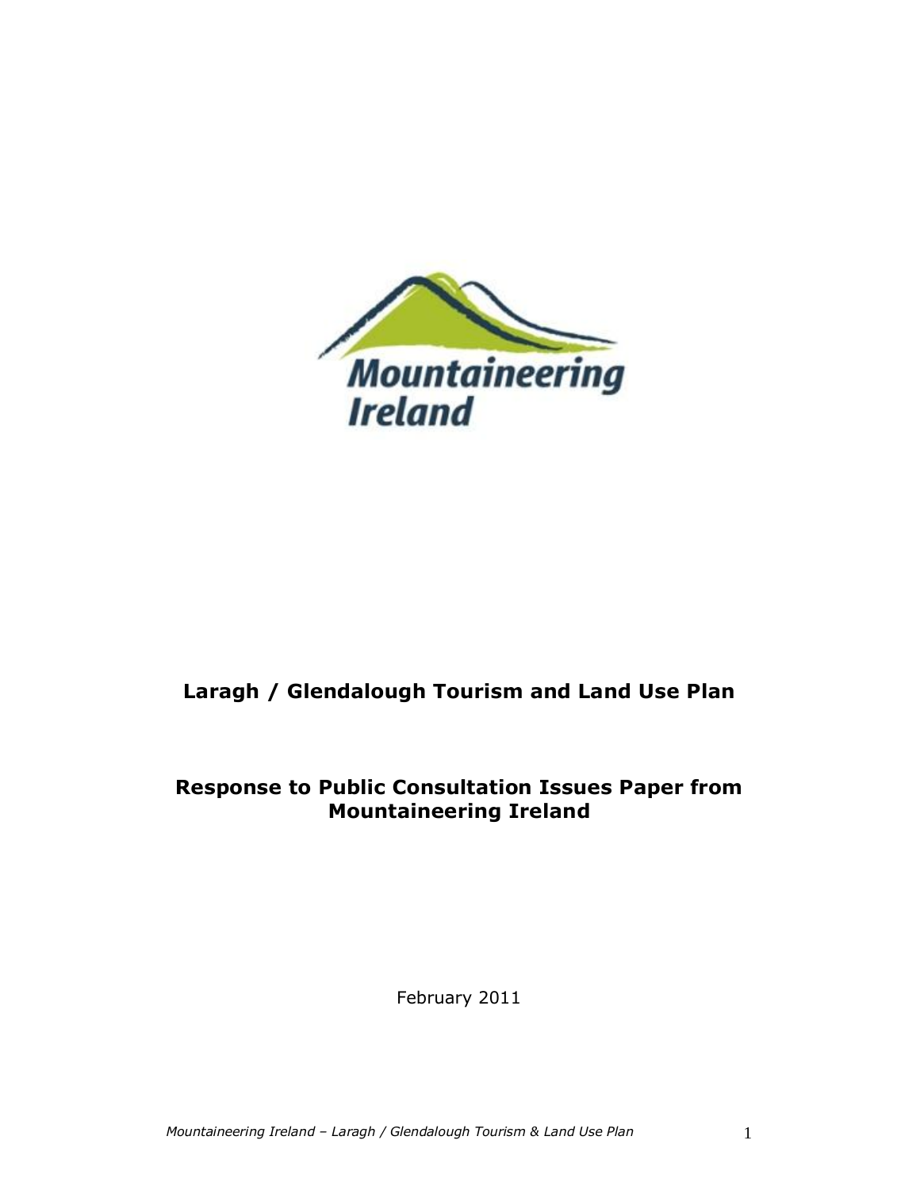Mountaineering Ireland

# Laragh / Glendalough Tourism and Land Use Plan

## Response to Public Consultation Issues Paper from Mountaineering Ireland

February 2011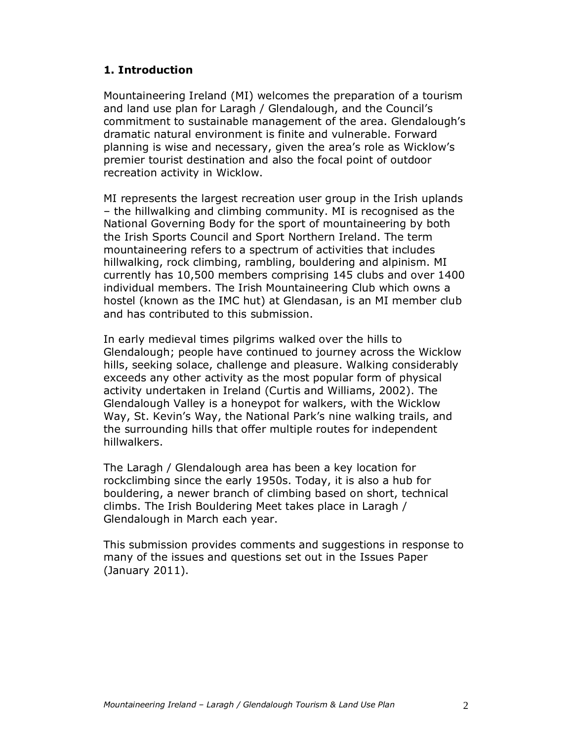## 1. Introduction

Mountaineering Ireland (MI) welcomes the preparation of a tourism and land use plan for Laragh / Glendalough, and the Council's commitment to sustainable management of the area. Glendalough's dramatic natural environment is finite and vulnerable. Forward planning is wise and necessary, given the area's role as Wicklow's premier tourist destination and also the focal point of outdoor recreation activity in Wicklow.

MI represents the largest recreation user group in the Irish uplands – the hillwalking and climbing community. MI is recognised as the National Governing Body for the sport of mountaineering by both the Irish Sports Council and Sport Northern Ireland. The term mountaineering refers to a spectrum of activities that includes hillwalking, rock climbing, rambling, bouldering and alpinism. MI currently has 10,500 members comprising 145 clubs and over 1400 individual members. The Irish Mountaineering Club which owns a hostel (known as the IMC hut) at Glendasan, is an MI member club and has contributed to this submission.

In early medieval times pilgrims walked over the hills to Glendalough; people have continued to journey across the Wicklow hills, seeking solace, challenge and pleasure. Walking considerably exceeds any other activity as the most popular form of physical activity undertaken in Ireland (Curtis and Williams, 2002). The Glendalough Valley is a honeypot for walkers, with the Wicklow Way, St. Kevin's Way, the National Park's nine walking trails, and the surrounding hills that offer multiple routes for independent hillwalkers.

The Laragh / Glendalough area has been a key location for rockclimbing since the early 1950s. Today, it is also a hub for bouldering, a newer branch of climbing based on short, technical climbs. The Irish Bouldering Meet takes place in Laragh / Glendalough in March each year.

This submission provides comments and suggestions in response to many of the issues and questions set out in the Issues Paper (January 2011).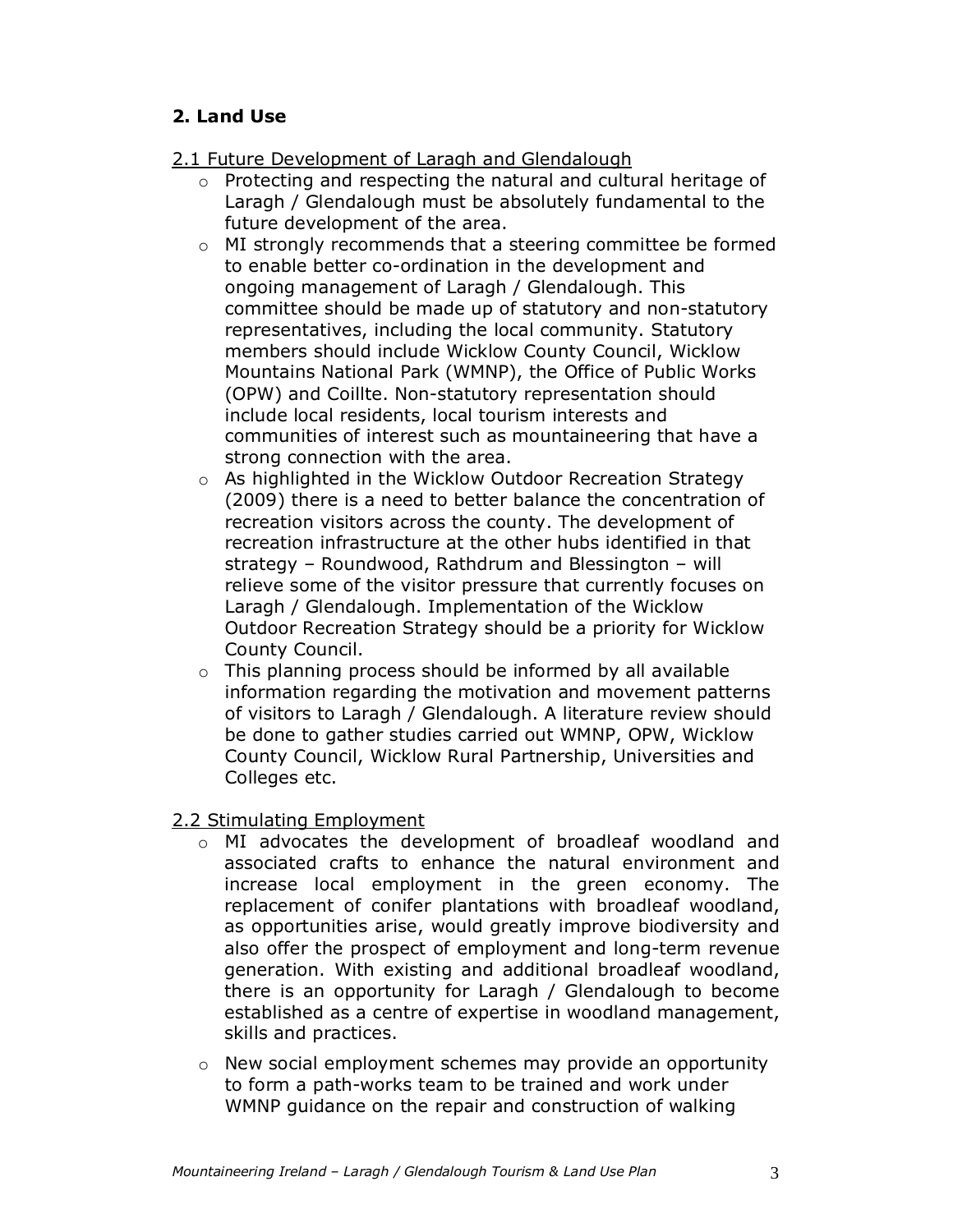## 2. Land Use

2.1 Future Development of Laragh and Glendalough

- Protecting and respecting the natural and cultural heritage of Laragh / Glendalough must be absolutely fundamental to the future development of the area.
- MI strongly recommends that a steering committee be formed to enable better co-ordination in the development and ongoing management of Laragh / Glendalough. This committee should be made up of statutory and non-statutory representatives, including the local community. Statutory members should include Wicklow County Council, Wicklow Mountains National Park (WMNP), the Office of Public Works (OPW) and Coillte. Non-statutory representation should include local residents, local tourism interests and communities of interest such as mountaineering that have a strong connection with the area.
- As highlighted in the Wicklow Outdoor Recreation Strategy (2009) there is a need to better balance the concentration of recreation visitors across the county. The development of recreation infrastructure at the other hubs identified in that strategy – Roundwood, Rathdrum and Blessington – will relieve some of the visitor pressure that currently focuses on Laragh / Glendalough. Implementation of the Wicklow Outdoor Recreation Strategy should be a priority for Wicklow County Council.
- This planning process should be informed by all available information regarding the motivation and movement patterns of visitors to Laragh / Glendalough. A literature review should be done to gather studies carried out WMNP, OPW, Wicklow County Council, Wicklow Rural Partnership, Universities and Colleges etc.

2.2 Stimulating Employment

- MI advocates the development of broadleaf woodland and associated crafts to enhance the natural environment and increase local employment in the green economy. The replacement of conifer plantations with broadleaf woodland, as opportunities arise, would greatly improve biodiversity and also offer the prospect of employment and long-term revenue generation. With existing and additional broadleaf woodland, there is an opportunity for Laragh / Glendalough to become established as a centre of expertise in woodland management, skills and practices.
- New social employment schemes may provide an opportunity to form a path-works team to be trained and work under WMNP guidance on the repair and construction of walking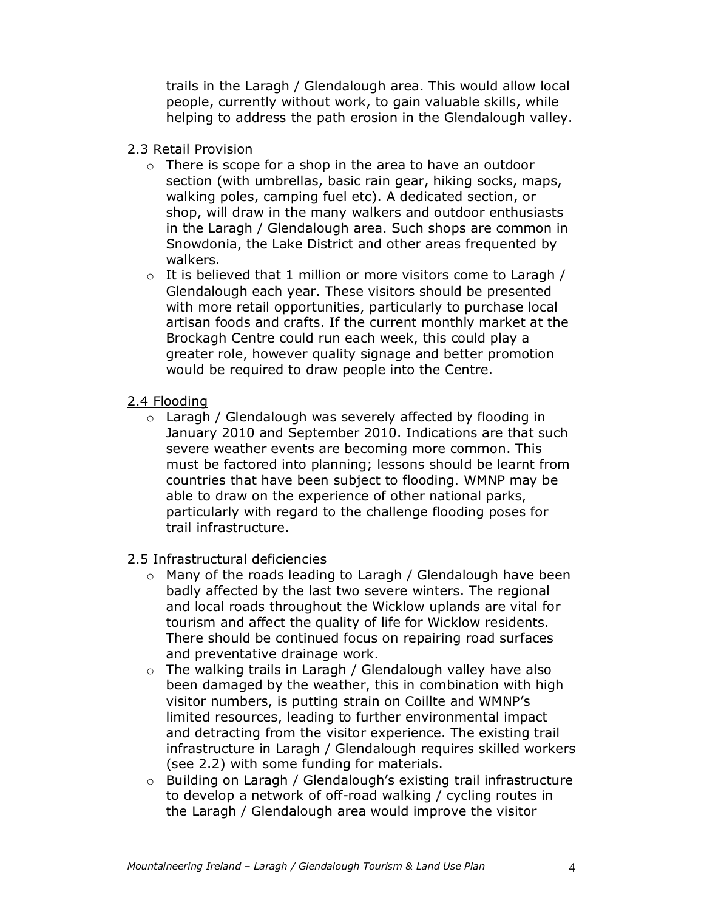trails in the Laragh / Glendalough area. This would allow local people, currently without work, to gain valuable skills, while helping to address the path erosion in the Glendalough valley.

2.3 Retail Provision

- There is scope for a shop in the area to have an outdoor section (with umbrellas, basic rain gear, hiking socks, maps, walking poles, camping fuel etc). A dedicated section, or shop, will draw in the many walkers and outdoor enthusiasts in the Laragh / Glendalough area. Such shops are common in Snowdonia, the Lake District and other areas frequented by walkers.
- It is believed that 1 million or more visitors come to Laragh / Glendalough each year. These visitors should be presented with more retail opportunities, particularly to purchase local artisan foods and crafts. If the current monthly market at the Brockagh Centre could run each week, this could play a greater role, however quality signage and better promotion would be required to draw people into the Centre.

2.4 Flooding

- Laragh / Glendalough was severely affected by flooding in January 2010 and September 2010. Indications are that such severe weather events are becoming more common. This must be factored into planning; lessons should be learnt from countries that have been subject to flooding. WMNP may be able to draw on the experience of other national parks, particularly with regard to the challenge flooding poses for trail infrastructure.

2.5 Infrastructural deficiencies

- Many of the roads leading to Laragh / Glendalough have been badly affected by the last two severe winters. The regional and local roads throughout the Wicklow uplands are vital for tourism and affect the quality of life for Wicklow residents. There should be continued focus on repairing road surfaces and preventative drainage work.
- The walking trails in Laragh / Glendalough valley have also been damaged by the weather, this in combination with high visitor numbers, is putting strain on Coillte and WMNP's limited resources, leading to further environmental impact and detracting from the visitor experience. The existing trail infrastructure in Laragh / Glendalough requires skilled workers (see 2.2) with some funding for materials.
- Building on Laragh / Glendalough's existing trail infrastructure to develop a network of off-road walking / cycling routes in the Laragh / Glendalough area would improve the visitor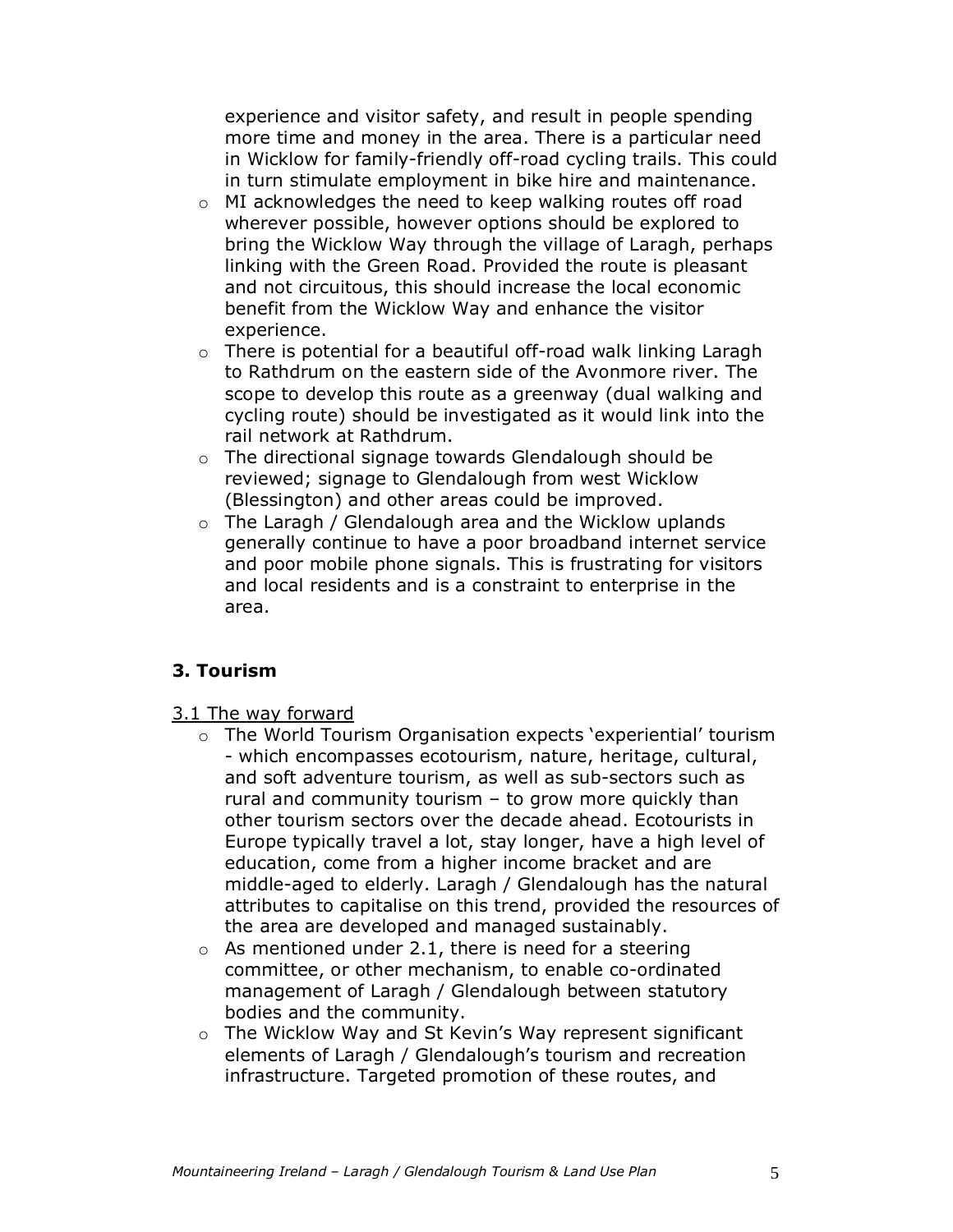experience and visitor safety, and result in people spending more time and money in the area. There is a particular need in Wicklow for family-friendly off-road cycling trails. This could in turn stimulate employment in bike hire and maintenance.

- MI acknowledges the need to keep walking routes off road wherever possible, however options should be explored to bring the Wicklow Way through the village of Laragh, perhaps linking with the Green Road. Provided the route is pleasant and not circuitous, this should increase the local economic benefit from the Wicklow Way and enhance the visitor experience.
- There is potential for a beautiful off-road walk linking Laragh to Rathdrum on the eastern side of the Avonmore river. The scope to develop this route as a greenway (dual walking and cycling route) should be investigated as it would link into the rail network at Rathdrum.
- The directional signage towards Glendalough should be reviewed; signage to Glendalough from west Wicklow (Blessington) and other areas could be improved.
- The Laragh / Glendalough area and the Wicklow uplands generally continue to have a poor broadband internet service and poor mobile phone signals. This is frustrating for visitors and local residents and is a constraint to enterprise in the area.

## 3. Tourism

3.1 The way forward

- The World Tourism Organisation expects 'experiential' tourism - which encompasses ecotourism, nature, heritage, cultural, and soft adventure tourism, as well as sub-sectors such as rural and community tourism – to grow more quickly than other tourism sectors over the decade ahead. Ecotourists in Europe typically travel a lot, stay longer, have a high level of education, come from a higher income bracket and are middle-aged to elderly. Laragh / Glendalough has the natural attributes to capitalise on this trend, provided the resources of the area are developed and managed sustainably.
- As mentioned under 2.1, there is need for a steering committee, or other mechanism, to enable co-ordinated management of Laragh / Glendalough between statutory bodies and the community.
- The Wicklow Way and St Kevin's Way represent significant elements of Laragh / Glendalough's tourism and recreation infrastructure. Targeted promotion of these routes, and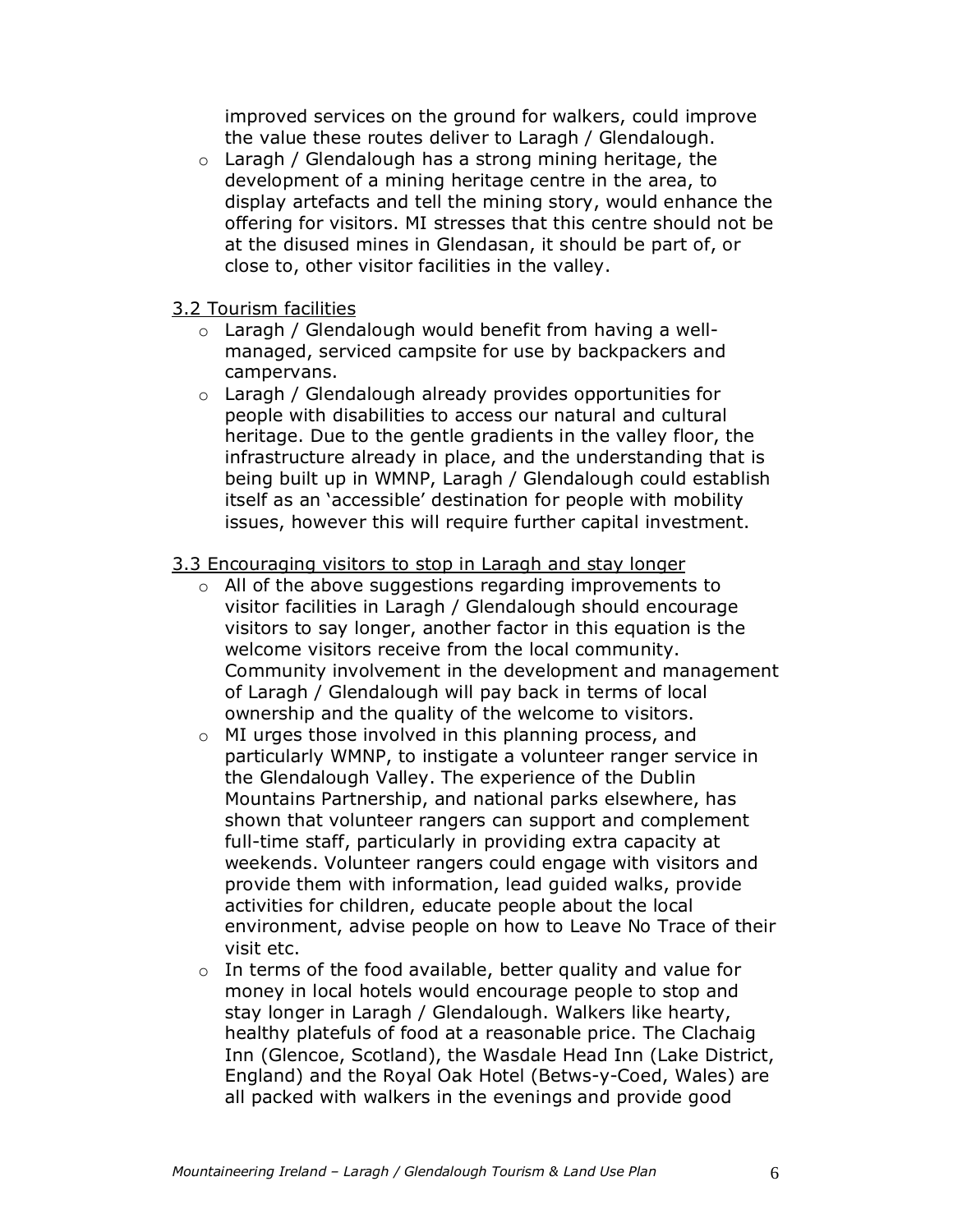improved services on the ground for walkers, could improve the value these routes deliver to Laragh / Glendalough.

- Laragh / Glendalough has a strong mining heritage, the development of a mining heritage centre in the area, to display artefacts and tell the mining story, would enhance the offering for visitors. MI stresses that this centre should not be at the disused mines in Glendasan, it should be part of, or close to, other visitor facilities in the valley.

<u>3.2 Tourism facilities</u>

- Laragh / Glendalough would benefit from having a well-managed, serviced campsite for use by backpackers and campervans.
- Laragh / Glendalough already provides opportunities for people with disabilities to access our natural and cultural heritage. Due to the gentle gradients in the valley floor, the infrastructure already in place, and the understanding that is being built up in WMNP, Laragh / Glendalough could establish itself as an 'accessible' destination for people with mobility issues, however this will require further capital investment.

<u>3.3 Encouraging visitors to stop in Laragh and stay longer</u>

- All of the above suggestions regarding improvements to visitor facilities in Laragh / Glendalough should encourage visitors to say longer, another factor in this equation is the welcome visitors receive from the local community. Community involvement in the development and management of Laragh / Glendalough will pay back in terms of local ownership and the quality of the welcome to visitors.
- MI urges those involved in this planning process, and particularly WMNP, to instigate a volunteer ranger service in the Glendalough Valley. The experience of the Dublin Mountains Partnership, and national parks elsewhere, has shown that volunteer rangers can support and complement full-time staff, particularly in providing extra capacity at weekends. Volunteer rangers could engage with visitors and provide them with information, lead guided walks, provide activities for children, educate people about the local environment, advise people on how to Leave No Trace of their visit etc.
- In terms of the food available, better quality and value for money in local hotels would encourage people to stop and stay longer in Laragh / Glendalough. Walkers like hearty, healthy platefuls of food at a reasonable price. The Clachaig Inn (Glencoe, Scotland), the Wasdale Head Inn (Lake District, England) and the Royal Oak Hotel (Betws-y-Coed, Wales) are all packed with walkers in the evenings and provide good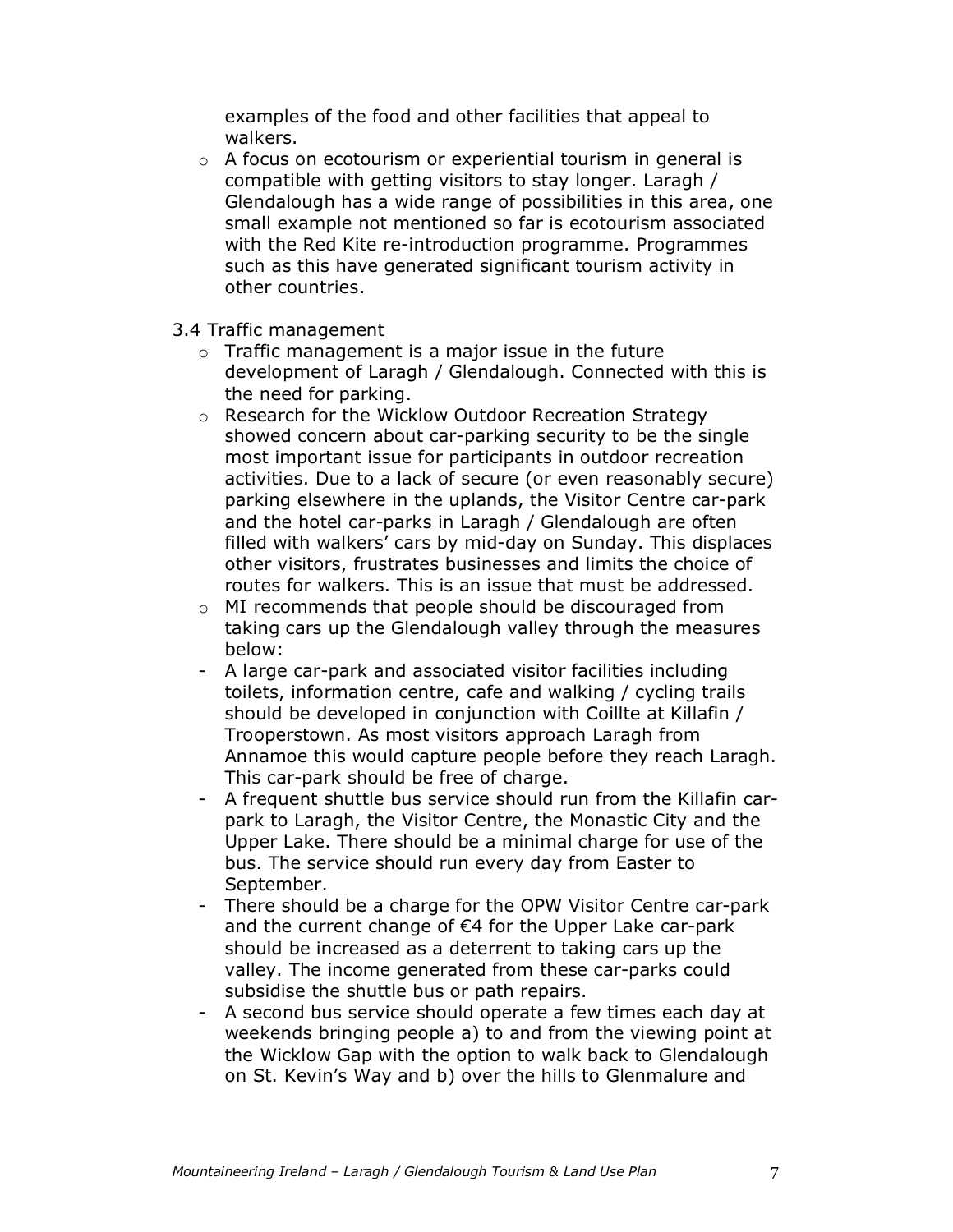examples of the food and other facilities that appeal to walkers.

- A focus on ecotourism or experiential tourism in general is compatible with getting visitors to stay longer. Laragh / Glendalough has a wide range of possibilities in this area, one small example not mentioned so far is ecotourism associated with the Red Kite re-introduction programme. Programmes such as this have generated significant tourism activity in other countries.

<u>3.4 Traffic management</u>

- Traffic management is a major issue in the future development of Laragh / Glendalough. Connected with this is the need for parking.
- Research for the Wicklow Outdoor Recreation Strategy showed concern about car-parking security to be the single most important issue for participants in outdoor recreation activities. Due to a lack of secure (or even reasonably secure) parking elsewhere in the uplands, the Visitor Centre car-park and the hotel car-parks in Laragh / Glendalough are often filled with walkers' cars by mid-day on Sunday. This displaces other visitors, frustrates businesses and limits the choice of routes for walkers. This is an issue that must be addressed.
- MI recommends that people should be discouraged from taking cars up the Glendalough valley through the measures below:

- A large car-park and associated visitor facilities including toilets, information centre, cafe and walking / cycling trails should be developed in conjunction with Coillte at Killafin / Trooperstown. As most visitors approach Laragh from Annamoe this would capture people before they reach Laragh. This car-park should be free of charge.
- A frequent shuttle bus service should run from the Killafin car-park to Laragh, the Visitor Centre, the Monastic City and the Upper Lake. There should be a minimal charge for use of the bus. The service should run every day from Easter to September.
- There should be a charge for the OPW Visitor Centre car-park and the current change of €4 for the Upper Lake car-park should be increased as a deterrent to taking cars up the valley. The income generated from these car-parks could subsidise the shuttle bus or path repairs.
- A second bus service should operate a few times each day at weekends bringing people a) to and from the viewing point at the Wicklow Gap with the option to walk back to Glendalough on St. Kevin's Way and b) over the hills to Glenmalure and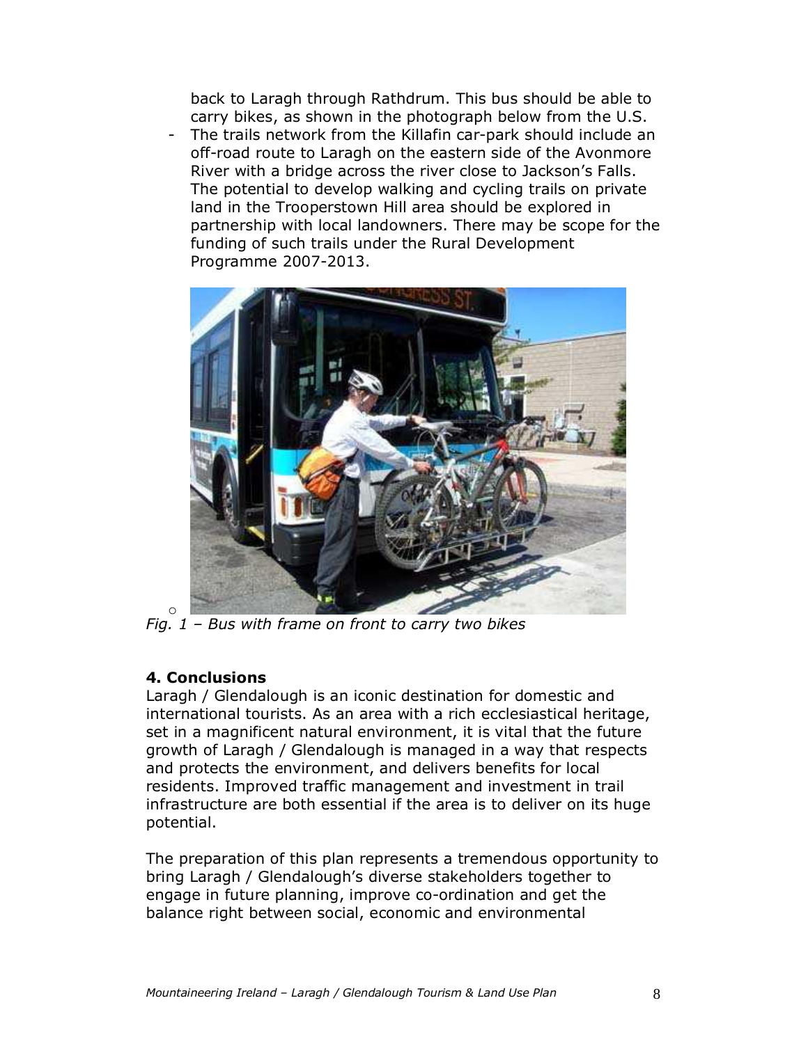back to Laragh through Rathdrum. This bus should be able to carry bikes, as shown in the photograph below from the U.S.

- The trails network from the Killafin car-park should include an off-road route to Laragh on the eastern side of the Avonmore River with a bridge across the river close to Jackson's Falls. The potential to develop walking and cycling trails on private land in the Trooperstown Hill area should be explored in partnership with local landowners. There may be scope for the funding of such trails under the Rural Development Programme 2007-2013.

*Fig. 1 – Bus with frame on front to carry two bikes*

**4. Conclusions**

Laragh / Glendalough is an iconic destination for domestic and international tourists. As an area with a rich ecclesiastical heritage, set in a magnificent natural environment, it is vital that the future growth of Laragh / Glendalough is managed in a way that respects and protects the environment, and delivers benefits for local residents. Improved traffic management and investment in trail infrastructure are both essential if the area is to deliver on its huge potential.

The preparation of this plan represents a tremendous opportunity to bring Laragh / Glendalough's diverse stakeholders together to engage in future planning, improve co-ordination and get the balance right between social, economic and environmental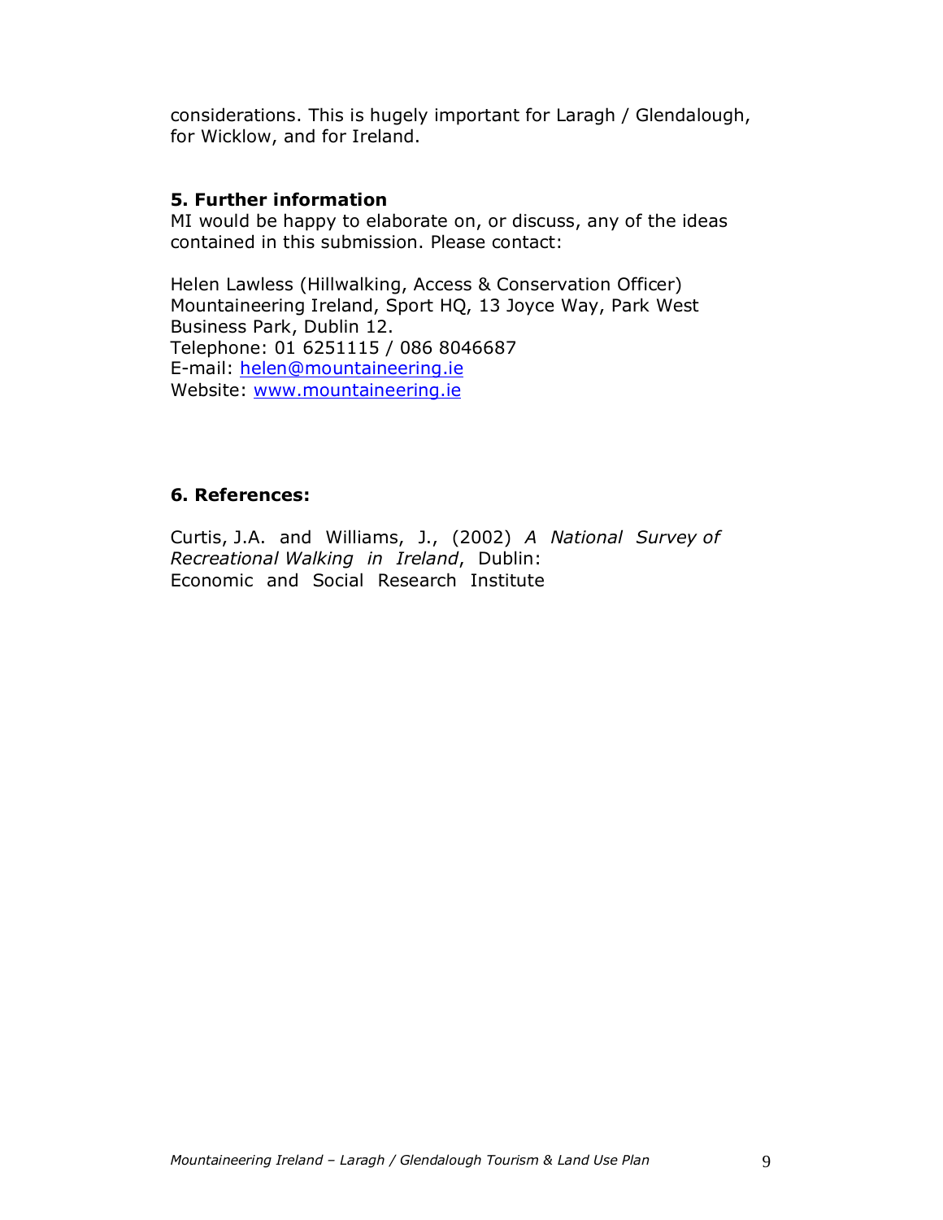considerations. This is hugely important for Laragh / Glendalough, for Wicklow, and for Ireland.

## 5. Further information

MI would be happy to elaborate on, or discuss, any of the ideas contained in this submission. Please contact:

Helen Lawless (Hillwalking, Access & Conservation Officer)
Mountaineering Ireland, Sport HQ, 13 Joyce Way, Park West Business Park, Dublin 12.
Telephone: 01 6251115 / 086 8046687
E-mail: helen@mountaineering.ie
Website: www.mountaineering.ie

## 6. References:

Curtis, J.A. and Williams, J., (2002) *A National Survey of Recreational Walking in Ireland*, Dublin: Economic and Social Research Institute